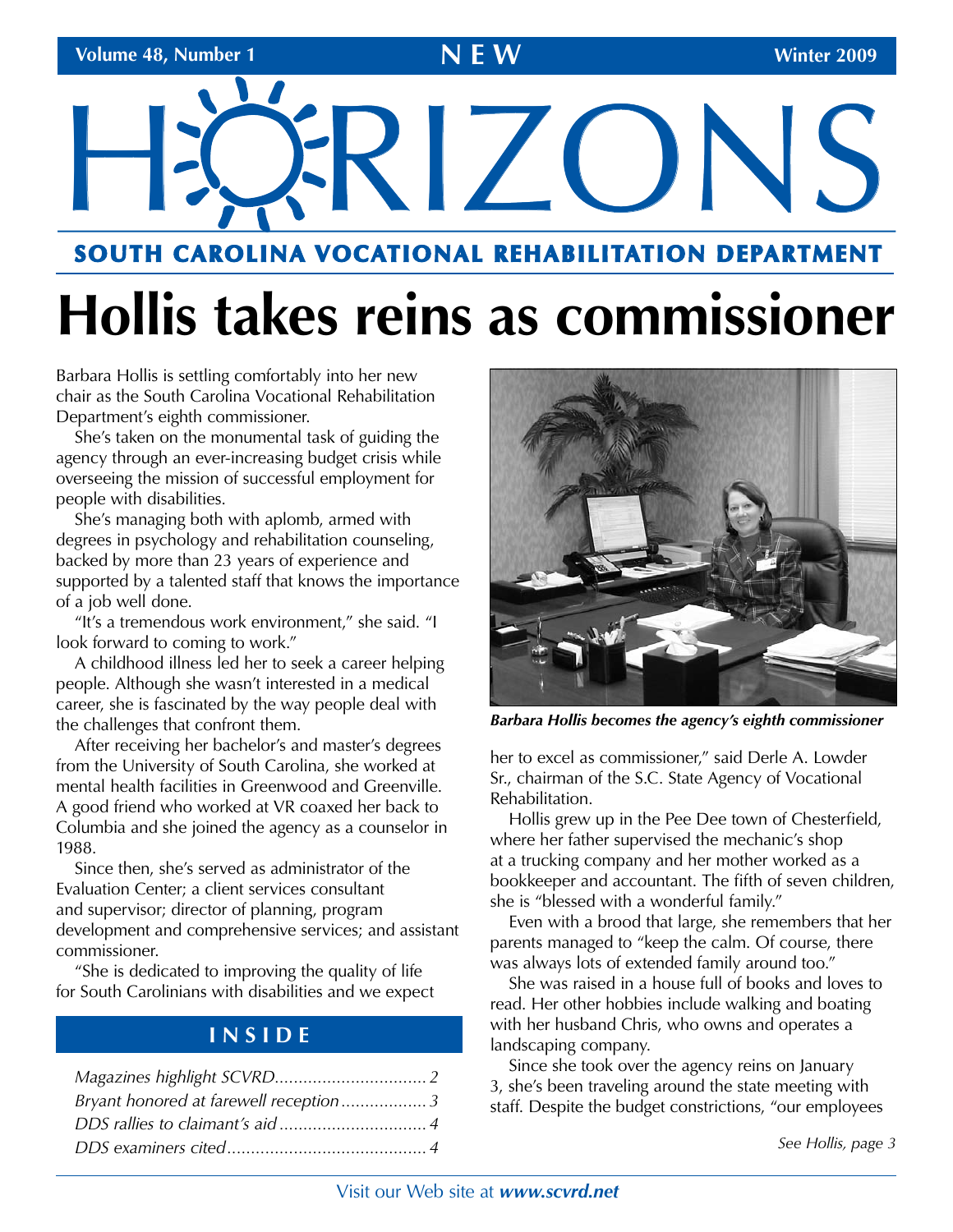Volume 48, Number 1 | Winter 2009

# NEW HORIZONS

## SOUTH CAROLINA VOCATIONAL REHABILITATION DEPARTMENT

# Hollis takes reins as commissioner

Barbara Hollis is settling comfortably into her new chair as the South Carolina Vocational Rehabilitation Department's eighth commissioner.

She's taken on the monumental task of guiding the agency through an ever-increasing budget crisis while overseeing the mission of successful employment for people with disabilities.

She's managing both with aplomb, armed with degrees in psychology and rehabilitation counseling, backed by more than 23 years of experience and supported by a talented staff that knows the importance of a job well done.

"It's a tremendous work environment," she said. "I look forward to coming to work."

A childhood illness led her to seek a career helping people. Although she wasn't interested in a medical career, she is fascinated by the way people deal with the challenges that confront them.

After receiving her bachelor's and master's degrees from the University of South Carolina, she worked at mental health facilities in Greenwood and Greenville. A good friend who worked at VR coaxed her back to Columbia and she joined the agency as a counselor in 1988.

Since then, she's served as administrator of the Evaluation Center; a client services consultant and supervisor; director of planning, program development and comprehensive services; and assistant commissioner.

"She is dedicated to improving the quality of life for South Carolinians with disabilities and we expect her to excel as commissioner," said Derle A. Lowder Sr., chairman of the S.C. State Agency of Vocational Rehabilitation.

*Barbara Hollis becomes the agency's eighth commissioner*

Hollis grew up in the Pee Dee town of Chesterfield, where her father supervised the mechanic's shop at a trucking company and her mother worked as a bookkeeper and accountant. The fifth of seven children, she is "blessed with a wonderful family."

Even with a brood that large, she remembers that her parents managed to "keep the calm. Of course, there was always lots of extended family around too."

She was raised in a house full of books and loves to read. Her other hobbies include walking and boating with her husband Chris, who owns and operates a landscaping company.

Since she took over the agency reins on January 3, she's been traveling around the state meeting with staff. Despite the budget constrictions, "our employees

*See Hollis, page 3*

## INSIDE

*Magazines highlight SCVRD* ........ 2
*Bryant honored at farewell reception* ........ 3
*DDS rallies to claimant's aid* ........ 4
*DDS examiners cited* ........ 4

Visit our Web site at ***www.scvrd.net***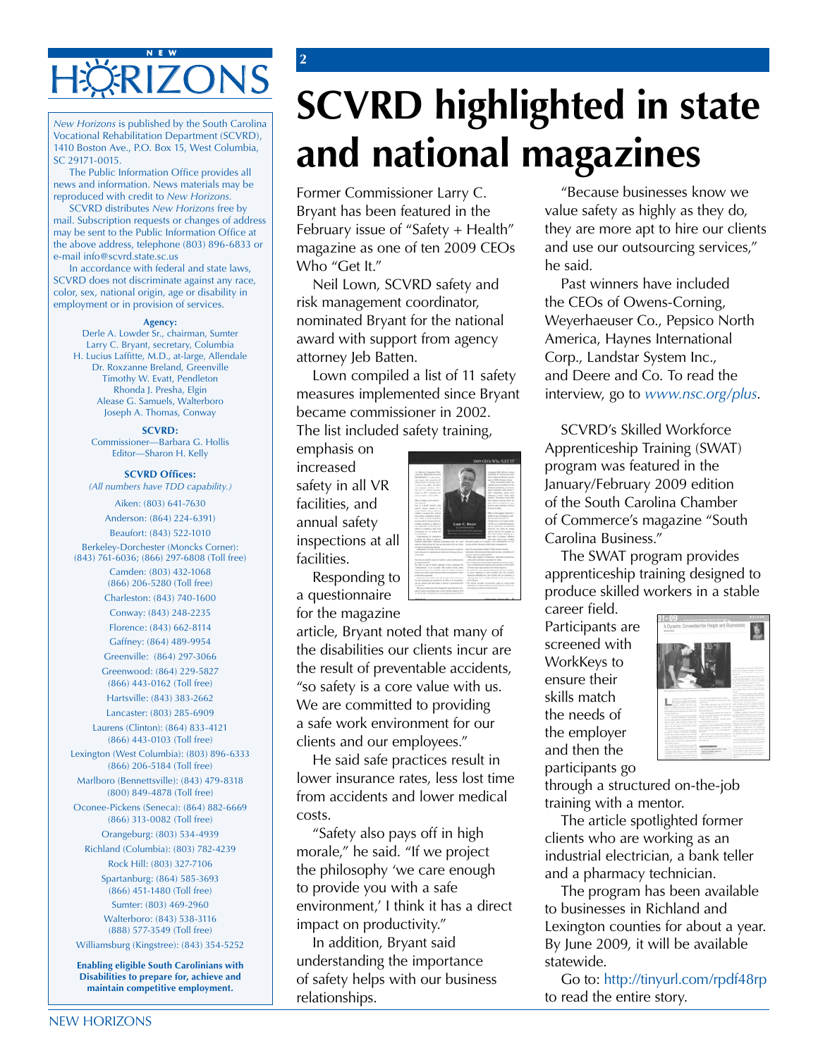# NEW HORIZONS

*New Horizons* is published by the South Carolina Vocational Rehabilitation Department (SCVRD), 1410 Boston Ave., P.O. Box 15, West Columbia, SC 29171-0015.

The Public Information Office provides all news and information. News materials may be reproduced with credit to *New Horizons*.

SCVRD distributes *New Horizons* free by mail. Subscription requests or changes of address may be sent to the Public Information Office at the above address, telephone (803) 896-6833 or e-mail info@scvrd.state.sc.us

In accordance with federal and state laws, SCVRD does not discriminate against any race, color, sex, national origin, age or disability in employment or in provision of services.

**Agency:**

Derle A. Lowder Sr., chairman, Sumter
Larry C. Bryant, secretary, Columbia
H. Lucius Laffitte, M.D., at-large, Allendale
Dr. Roxzanne Breland, Greenville
Timothy W. Evatt, Pendleton
Rhonda J. Presha, Elgin
Alease G. Samuels, Walterboro
Joseph A. Thomas, Conway

**SCVRD:**

Commissioner—Barbara G. Hollis
Editor—Sharon H. Kelly

**SCVRD Offices:**

*(All numbers have TDD capability.)*

Aiken: (803) 641-7630
Anderson: (864) 224-6391
Beaufort: (843) 522-1010
Berkeley-Dorchester (Moncks Corner): (843) 761-6036; (866) 297-6808 (Toll free)
Camden: (803) 432-1068
(866) 206-5280 (Toll free)
Charleston: (843) 740-1600
Conway: (843) 248-2235
Florence: (843) 662-8114
Gaffney: (864) 489-9954
Greenville: (864) 297-3066
Greenwood: (864) 229-5827
(866) 443-0162 (Toll free)
Hartsville: (843) 383-2662
Lancaster: (803) 285-6909
Laurens (Clinton): (864) 833-4121
(866) 443-0103 (Toll free)
Lexington (West Columbia): (803) 896-6333
(866) 206-5184 (Toll free)
Marlboro (Bennettsville): (843) 479-8318
(800) 849-4878 (Toll free)
Oconee-Pickens (Seneca): (864) 882-6669
(866) 313-0082 (Toll free)
Orangeburg: (803) 534-4939
Richland (Columbia): (803) 782-4239
Rock Hill: (803) 327-7106
Spartanburg: (864) 585-3693
(866) 451-1480 (Toll free)
Sumter: (803) 469-2960
Walterboro: (843) 538-3116
(888) 577-3549 (Toll free)
Williamsburg (Kingstree): (843) 354-5252

**Enabling eligible South Carolinians with Disabilities to prepare for, achieve and maintain competitive employment.**

# SCVRD highlighted in state and national magazines

Former Commissioner Larry C. Bryant has been featured in the February issue of "Safety + Health" magazine as one of ten 2009 CEOs Who "Get It."

Neil Lown, SCVRD safety and risk management coordinator, nominated Bryant for the national award with support from agency attorney Jeb Batten.

Lown compiled a list of 11 safety measures implemented since Bryant became commissioner in 2002. The list included safety training, emphasis on increased safety in all VR facilities, and annual safety inspections at all facilities.

Responding to a questionnaire for the magazine article, Bryant noted that many of the disabilities our clients incur are the result of preventable accidents, "so safety is a core value with us. We are committed to providing a safe work environment for our clients and our employees."

He said safe practices result in lower insurance rates, less lost time from accidents and lower medical costs.

"Safety also pays off in high morale," he said. "If we project the philosophy 'we care enough to provide you with a safe environment,' I think it has a direct impact on productivity."

In addition, Bryant said understanding the importance of safety helps with our business relationships.

"Because businesses know we value safety as highly as they do, they are more apt to hire our clients and use our outsourcing services," he said.

Past winners have included the CEOs of Owens-Corning, Weyerhaeuser Co., Pepsico North America, Haynes International Corp., Landstar System Inc., and Deere and Co. To read the interview, go to *www.nsc.org/plus*.

SCVRD's Skilled Workforce Apprenticeship Training (SWAT) program was featured in the January/February 2009 edition of the South Carolina Chamber of Commerce's magazine "South Carolina Business."

The SWAT program provides apprenticeship training designed to produce skilled workers in a stable career field. Participants are screened with WorkKeys to ensure their skills match the needs of the employer and then the participants go through a structured on-the-job training with a mentor.

The article spotlighted former clients who are working as an industrial electrician, a bank teller and a pharmacy technician.

The program has been available to businesses in Richland and Lexington counties for about a year. By June 2009, it will be available statewide.

Go to: http://tinyurl.com/rpdf48rp to read the entire story.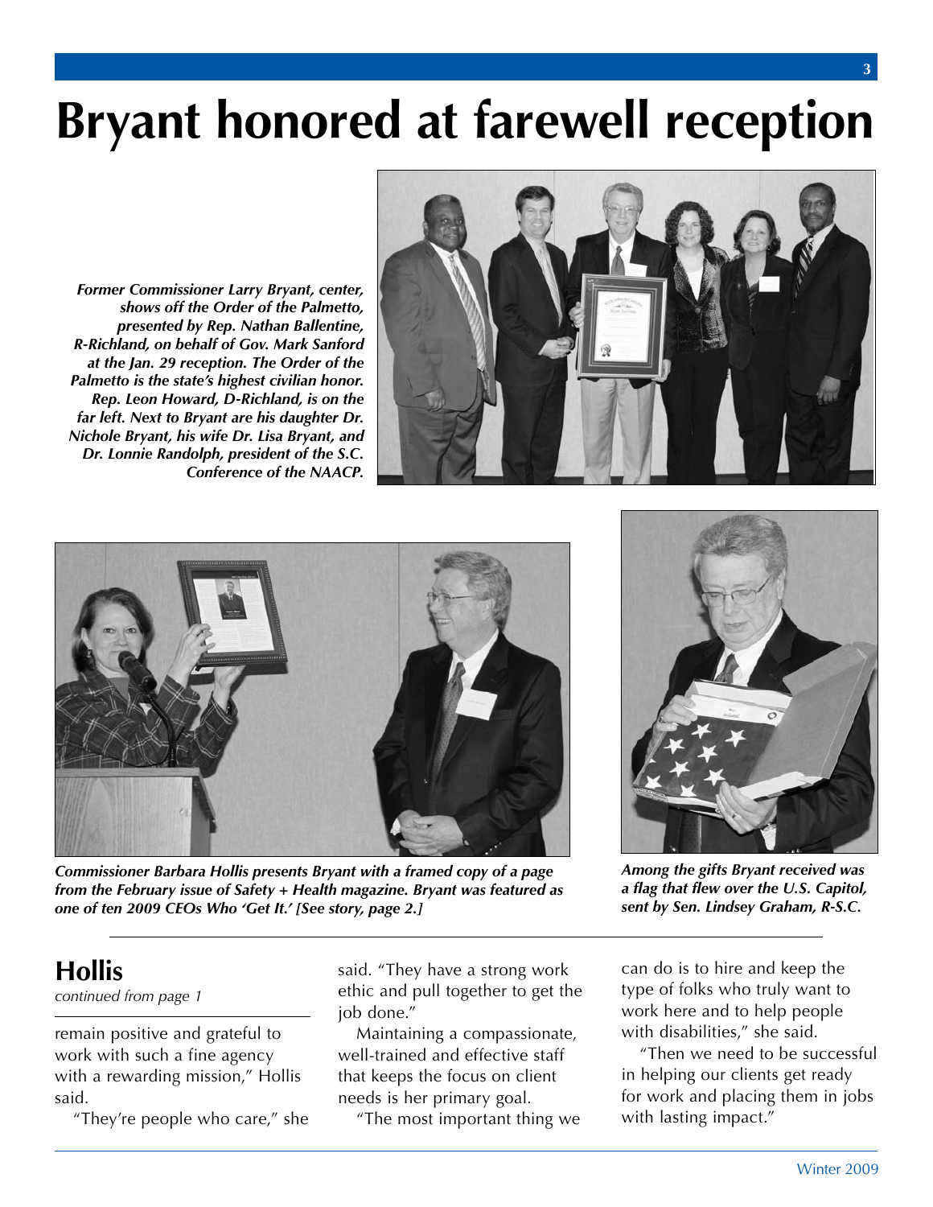# Bryant honored at farewell reception

*Former Commissioner Larry Bryant, center, shows off the Order of the Palmetto, presented by Rep. Nathan Ballentine, R-Richland, on behalf of Gov. Mark Sanford at the Jan. 29 reception. The Order of the Palmetto is the state's highest civilian honor. Rep. Leon Howard, D-Richland, is on the far left. Next to Bryant are his daughter Dr. Nichole Bryant, his wife Dr. Lisa Bryant, and Dr. Lonnie Randolph, president of the S.C. Conference of the NAACP.*

*Commissioner Barbara Hollis presents Bryant with a framed copy of a page from the February issue of Safety + Health magazine. Bryant was featured as one of ten 2009 CEOs Who 'Get It.' [See story, page 2.]*

*Among the gifts Bryant received was a flag that flew over the U.S. Capitol, sent by Sen. Lindsey Graham, R-S.C.*

## Hollis

*continued from page 1*

remain positive and grateful to work with such a fine agency with a rewarding mission," Hollis said.

"They're people who care," she said. "They have a strong work ethic and pull together to get the job done."

Maintaining a compassionate, well-trained and effective staff that keeps the focus on client needs is her primary goal.

"The most important thing we can do is to hire and keep the type of folks who truly want to work here and to help people with disabilities," she said.

"Then we need to be successful in helping our clients get ready for work and placing them in jobs with lasting impact."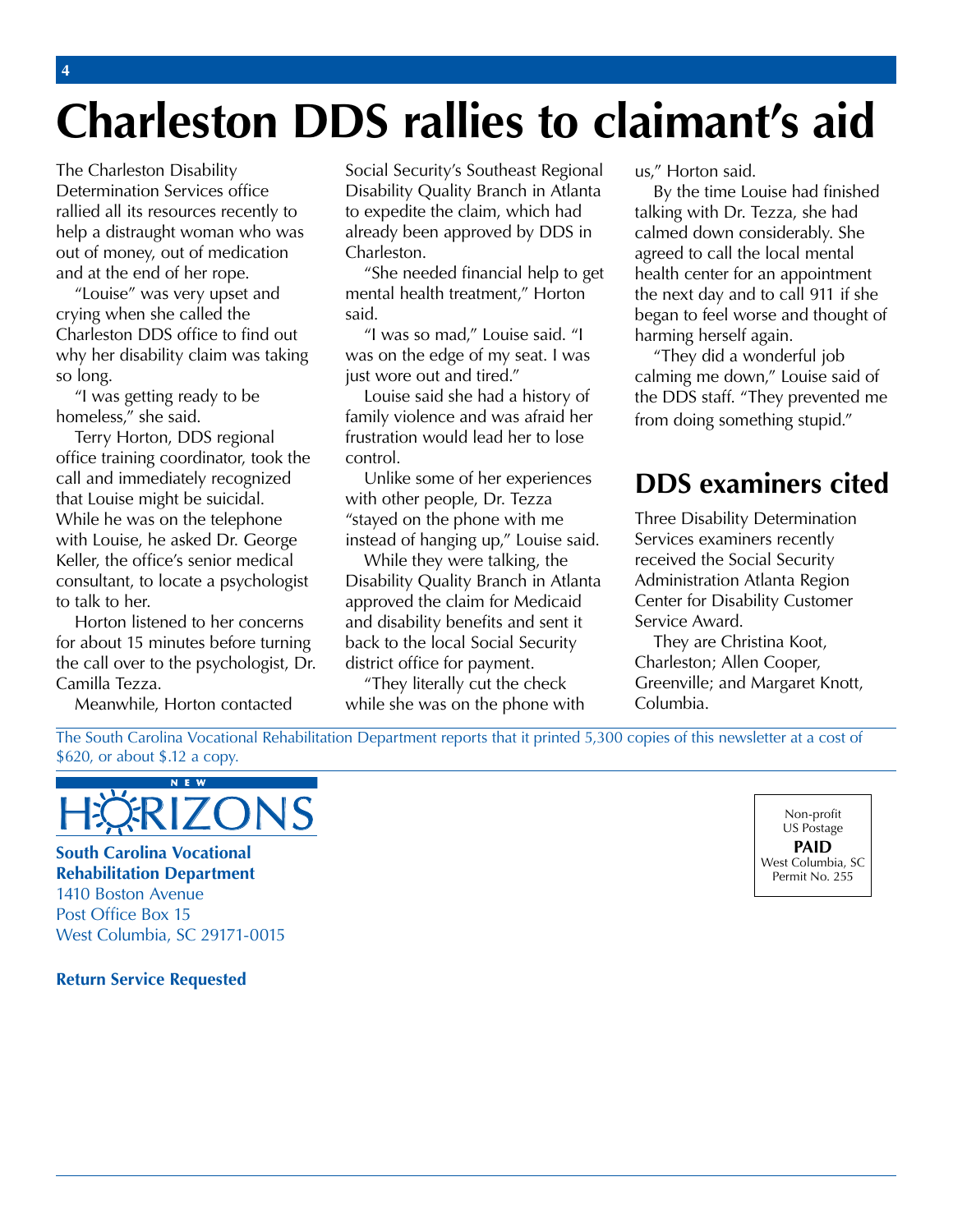# Charleston DDS rallies to claimant's aid

The Charleston Disability Determination Services office rallied all its resources recently to help a distraught woman who was out of money, out of medication and at the end of her rope.

"Louise" was very upset and crying when she called the Charleston DDS office to find out why her disability claim was taking so long.

"I was getting ready to be homeless," she said.

Terry Horton, DDS regional office training coordinator, took the call and immediately recognized that Louise might be suicidal. While he was on the telephone with Louise, he asked Dr. George Keller, the office's senior medical consultant, to locate a psychologist to talk to her.

Horton listened to her concerns for about 15 minutes before turning the call over to the psychologist, Dr. Camilla Tezza.

Meanwhile, Horton contacted Social Security's Southeast Regional Disability Quality Branch in Atlanta to expedite the claim, which had already been approved by DDS in Charleston.

"She needed financial help to get mental health treatment," Horton said.

"I was so mad," Louise said. "I was on the edge of my seat. I was just wore out and tired."

Louise said she had a history of family violence and was afraid her frustration would lead her to lose control.

Unlike some of her experiences with other people, Dr. Tezza "stayed on the phone with me instead of hanging up," Louise said.

While they were talking, the Disability Quality Branch in Atlanta approved the claim for Medicaid and disability benefits and sent it back to the local Social Security district office for payment.

"They literally cut the check while she was on the phone with us," Horton said.

By the time Louise had finished talking with Dr. Tezza, she had calmed down considerably. She agreed to call the local mental health center for an appointment the next day and to call 911 if she began to feel worse and thought of harming herself again.

"They did a wonderful job calming me down," Louise said of the DDS staff. "They prevented me from doing something stupid."

## DDS examiners cited

Three Disability Determination Services examiners recently received the Social Security Administration Atlanta Region Center for Disability Customer Service Award.

They are Christina Koot, Charleston; Allen Cooper, Greenville; and Margaret Knott, Columbia.

The South Carolina Vocational Rehabilitation Department reports that it printed 5,300 copies of this newsletter at a cost of $620, or about $.12 a copy.

NEW HORIZONS

**South Carolina Vocational Rehabilitation Department**
1410 Boston Avenue
Post Office Box 15
West Columbia, SC 29171-0015

**Return Service Requested**

Non-profit
US Postage
**PAID**
West Columbia, SC
Permit No. 255